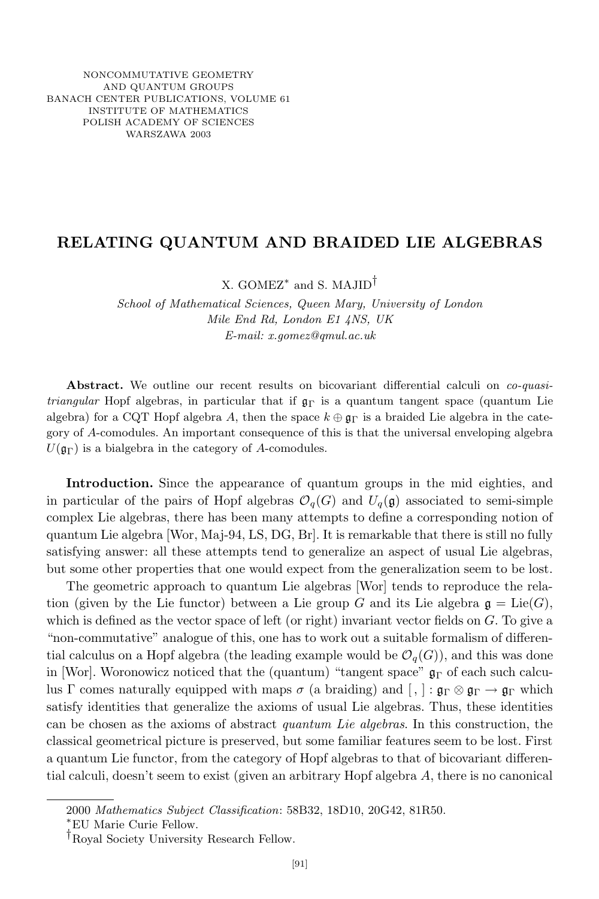# RELATING QUANTUM AND BRAIDED LIE ALGEBRAS

X. GOMEZ* and S. MAJID†

*School of Mathematical Sciences, Queen Mary, University of London*
*Mile End Rd, London E1 4NS, UK*
*E-mail: x.gomez@qmul.ac.uk*

**Abstract.** We outline our recent results on bicovariant differential calculi on *co-quasi-triangular* Hopf algebras, in particular that if $\mathfrak{g}_\Gamma$ is a quantum tangent space (quantum Lie algebra) for a CQT Hopf algebra $A$, then the space $k \oplus \mathfrak{g}_\Gamma$ is a braided Lie algebra in the category of $A$-comodules. An important consequence of this is that the universal enveloping algebra $U(\mathfrak{g}_\Gamma)$ is a bialgebra in the category of $A$-comodules.

**Introduction.** Since the appearance of quantum groups in the mid eighties, and in particular of the pairs of Hopf algebras $\mathcal{O}_q(G)$ and $U_q(\mathfrak{g})$ associated to semi-simple complex Lie algebras, there has been many attempts to define a corresponding notion of quantum Lie algebra [Wor, Maj-94, LS, DG, Br]. It is remarkable that there is still no fully satisfying answer: all these attempts tend to generalize an aspect of usual Lie algebras, but some other properties that one would expect from the generalization seem to be lost.

The geometric approach to quantum Lie algebras [Wor] tends to reproduce the relation (given by the Lie functor) between a Lie group $G$ and its Lie algebra $\mathfrak{g} = \mathrm{Lie}(G)$, which is defined as the vector space of left (or right) invariant vector fields on $G$. To give a "non-commutative" analogue of this, one has to work out a suitable formalism of differential calculus on a Hopf algebra (the leading example would be $\mathcal{O}_q(G)$), and this was done in [Wor]. Woronowicz noticed that the (quantum) "tangent space" $\mathfrak{g}_\Gamma$ of each such calculus $\Gamma$ comes naturally equipped with maps $\sigma$ (a braiding) and $[\,,\,] : \mathfrak{g}_\Gamma \otimes \mathfrak{g}_\Gamma \to \mathfrak{g}_\Gamma$ which satisfy identities that generalize the axioms of usual Lie algebras. Thus, these identities can be chosen as the axioms of abstract *quantum Lie algebras*. In this construction, the classical geometrical picture is preserved, but some familiar features seem to be lost. First a quantum Lie functor, from the category of Hopf algebras to that of bicovariant differential calculi, doesn't seem to exist (given an arbitrary Hopf algebra $A$, there is no canonical

2000 *Mathematics Subject Classification*: 58B32, 18D10, 20G42, 81R50.

*EU Marie Curie Fellow.

†Royal Society University Research Fellow.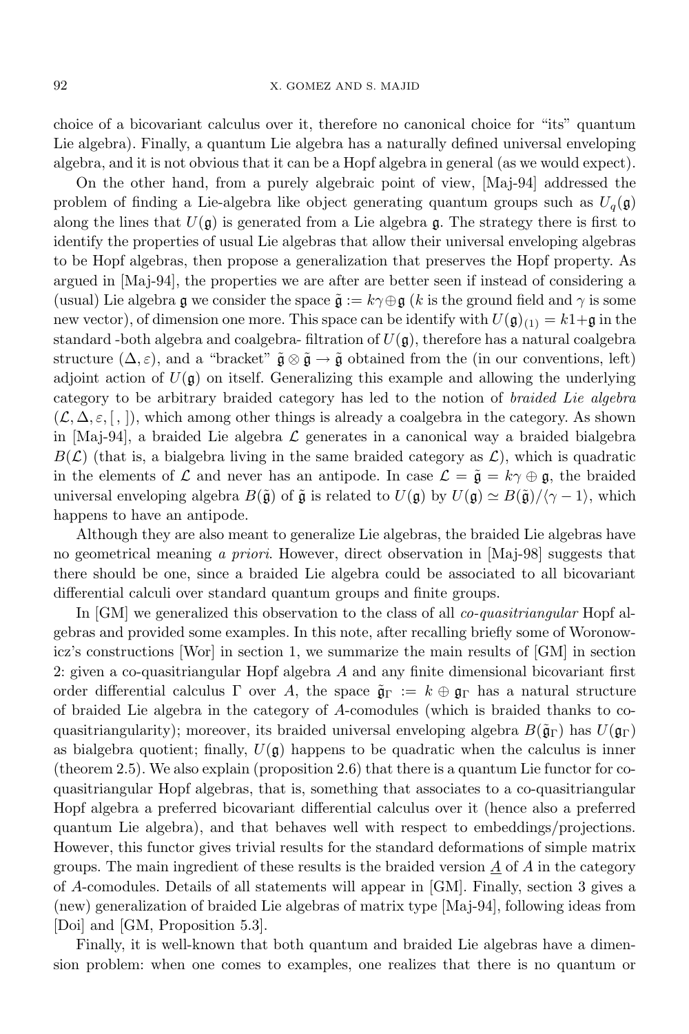choice of a bicovariant calculus over it, therefore no canonical choice for "its" quantum Lie algebra). Finally, a quantum Lie algebra has a naturally defined universal enveloping algebra, and it is not obvious that it can be a Hopf algebra in general (as we would expect).

On the other hand, from a purely algebraic point of view, [Maj-94] addressed the problem of finding a Lie-algebra like object generating quantum groups such as $U_q(\mathfrak{g})$ along the lines that $U(\mathfrak{g})$ is generated from a Lie algebra $\mathfrak{g}$. The strategy there is first to identify the properties of usual Lie algebras that allow their universal enveloping algebras to be Hopf algebras, then propose a generalization that preserves the Hopf property. As argued in [Maj-94], the properties we are after are better seen if instead of considering a (usual) Lie algebra $\mathfrak{g}$ we consider the space $\tilde{\mathfrak{g}} := k\gamma \oplus \mathfrak{g}$ ($k$ is the ground field and $\gamma$ is some new vector), of dimension one more. This space can be identify with $U(\mathfrak{g})_{(1)} = k1 + \mathfrak{g}$ in the standard -both algebra and coalgebra- filtration of $U(\mathfrak{g})$, therefore has a natural coalgebra structure $(\Delta, \varepsilon)$, and a "bracket" $\tilde{\mathfrak{g}} \otimes \tilde{\mathfrak{g}} \to \tilde{\mathfrak{g}}$ obtained from the (in our conventions, left) adjoint action of $U(\mathfrak{g})$ on itself. Generalizing this example and allowing the underlying category to be arbitrary braided category has led to the notion of *braided Lie algebra* $(\mathcal{L}, \Delta, \varepsilon, [\,,\,])$, which among other things is already a coalgebra in the category. As shown in [Maj-94], a braided Lie algebra $\mathcal{L}$ generates in a canonical way a braided bialgebra $B(\mathcal{L})$ (that is, a bialgebra living in the same braided category as $\mathcal{L}$), which is quadratic in the elements of $\mathcal{L}$ and never has an antipode. In case $\mathcal{L} = \tilde{\mathfrak{g}} = k\gamma \oplus \mathfrak{g}$, the braided universal enveloping algebra $B(\tilde{\mathfrak{g}})$ of $\tilde{\mathfrak{g}}$ is related to $U(\mathfrak{g})$ by $U(\mathfrak{g}) \simeq B(\tilde{\mathfrak{g}})/\langle \gamma - 1 \rangle$, which happens to have an antipode.

Although they are also meant to generalize Lie algebras, the braided Lie algebras have no geometrical meaning *a priori*. However, direct observation in [Maj-98] suggests that there should be one, since a braided Lie algebra could be associated to all bicovariant differential calculi over standard quantum groups and finite groups.

In [GM] we generalized this observation to the class of all *co-quasitriangular* Hopf algebras and provided some examples. In this note, after recalling briefly some of Woronowicz's constructions [Wor] in section 1, we summarize the main results of [GM] in section 2: given a co-quasitriangular Hopf algebra $A$ and any finite dimensional bicovariant first order differential calculus $\Gamma$ over $A$, the space $\tilde{\mathfrak{g}}_\Gamma := k \oplus \mathfrak{g}_\Gamma$ has a natural structure of braided Lie algebra in the category of $A$-comodules (which is braided thanks to co-quasitriangularity); moreover, its braided universal enveloping algebra $B(\tilde{\mathfrak{g}}_\Gamma)$ has $U(\mathfrak{g}_\Gamma)$ as bialgebra quotient; finally, $U(\mathfrak{g})$ happens to be quadratic when the calculus is inner (theorem 2.5). We also explain (proposition 2.6) that there is a quantum Lie functor for co-quasitriangular Hopf algebras, that is, something that associates to a co-quasitriangular Hopf algebra a preferred bicovariant differential calculus over it (hence also a preferred quantum Lie algebra), and that behaves well with respect to embeddings/projections. However, this functor gives trivial results for the standard deformations of simple matrix groups. The main ingredient of these results is the braided version $\underline{A}$ of $A$ in the category of $A$-comodules. Details of all statements will appear in [GM]. Finally, section 3 gives a (new) generalization of braided Lie algebras of matrix type [Maj-94], following ideas from [Doi] and [GM, Proposition 5.3].

Finally, it is well-known that both quantum and braided Lie algebras have a dimension problem: when one comes to examples, one realizes that there is no quantum or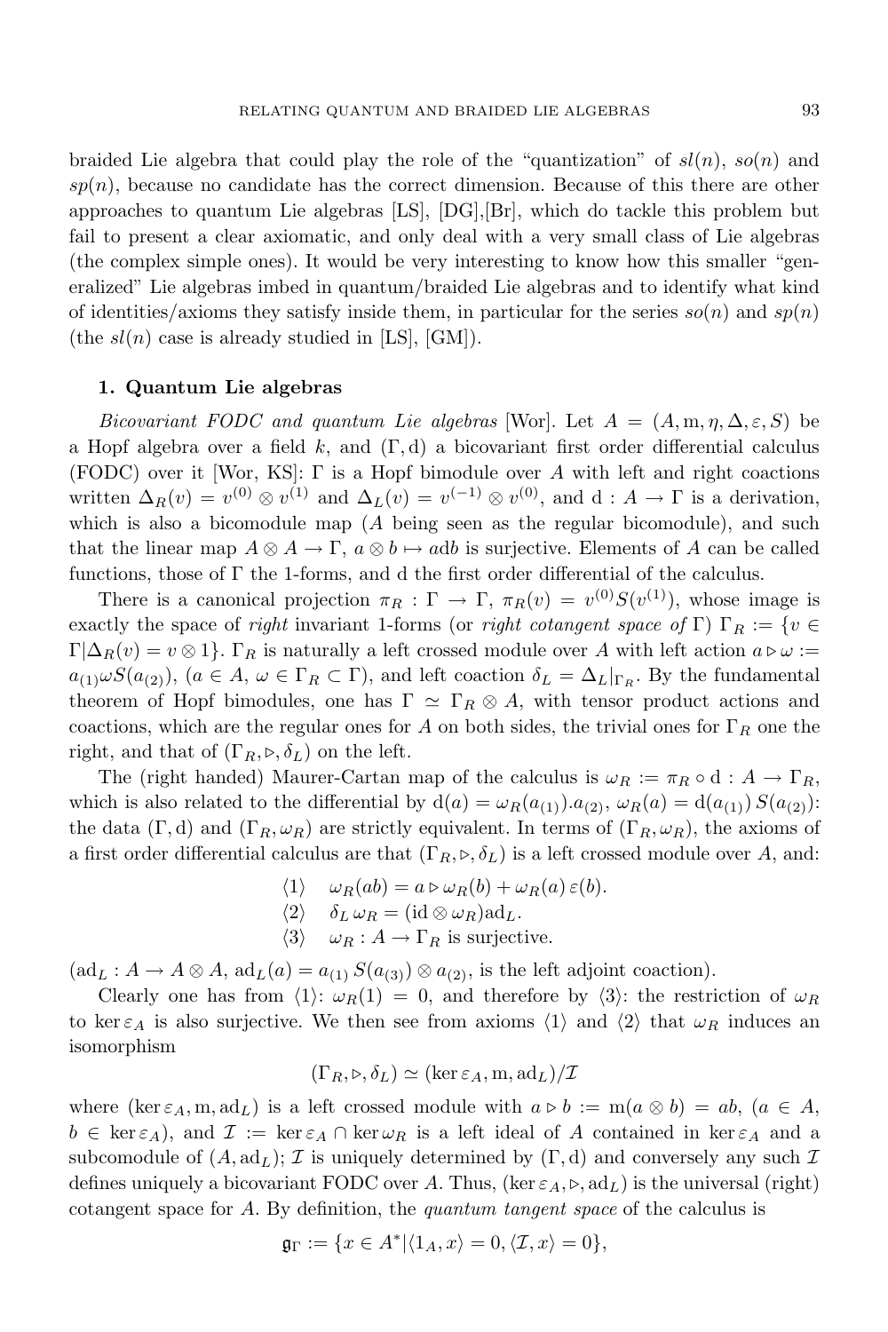braided Lie algebra that could play the role of the "quantization" of $sl(n)$, $so(n)$ and $sp(n)$, because no candidate has the correct dimension. Because of this there are other approaches to quantum Lie algebras [LS], [DG],[Br], which do tackle this problem but fail to present a clear axiomatic, and only deal with a very small class of Lie algebras (the complex simple ones). It would be very interesting to know how this smaller "generalized" Lie algebras imbed in quantum/braided Lie algebras and to identify what kind of identities/axioms they satisfy inside them, in particular for the series $so(n)$ and $sp(n)$ (the $sl(n)$ case is already studied in [LS], [GM]).

## 1. Quantum Lie algebras

*Bicovariant FODC and quantum Lie algebras* [Wor]. Let $A = (A, \mathrm{m}, \eta, \Delta, \varepsilon, S)$ be a Hopf algebra over a field $k$, and $(\Gamma, \mathrm{d})$ a bicovariant first order differential calculus (FODC) over it [Wor, KS]: $\Gamma$ is a Hopf bimodule over $A$ with left and right coactions written $\Delta_R(v) = v^{(0)} \otimes v^{(1)}$ and $\Delta_L(v) = v^{(-1)} \otimes v^{(0)}$, and $\mathrm{d} : A \to \Gamma$ is a derivation, which is also a bicomodule map ($A$ being seen as the regular bicomodule), and such that the linear map $A \otimes A \to \Gamma$, $a \otimes b \mapsto a\mathrm{d}b$ is surjective. Elements of $A$ can be called functions, those of $\Gamma$ the 1-forms, and d the first order differential of the calculus.

There is a canonical projection $\pi_R : \Gamma \to \Gamma$, $\pi_R(v) = v^{(0)} S(v^{(1)})$, whose image is exactly the space of *right* invariant 1-forms (or *right cotangent space of* $\Gamma$) $\Gamma_R := \{v \in \Gamma | \Delta_R(v) = v \otimes 1\}$. $\Gamma_R$ is naturally a left crossed module over $A$ with left action $a \triangleright \omega := a_{(1)} \omega S(a_{(2)})$, ($a \in A$, $\omega \in \Gamma_R \subset \Gamma$), and left coaction $\delta_L = \Delta_L|_{\Gamma_R}$. By the fundamental theorem of Hopf bimodules, one has $\Gamma \simeq \Gamma_R \otimes A$, with tensor product actions and coactions, which are the regular ones for $A$ on both sides, the trivial ones for $\Gamma_R$ one the right, and that of $(\Gamma_R, \triangleright, \delta_L)$ on the left.

The (right handed) Maurer-Cartan map of the calculus is $\omega_R := \pi_R \circ \mathrm{d} : A \to \Gamma_R$, which is also related to the differential by $\mathrm{d}(a) = \omega_R(a_{(1)}).a_{(2)}$, $\omega_R(a) = \mathrm{d}(a_{(1)})\, S(a_{(2)})$: the data $(\Gamma, \mathrm{d})$ and $(\Gamma_R, \omega_R)$ are strictly equivalent. In terms of $(\Gamma_R, \omega_R)$, the axioms of a first order differential calculus are that $(\Gamma_R, \triangleright, \delta_L)$ is a left crossed module over $A$, and:

$\langle 1 \rangle \quad \omega_R(ab) = a \triangleright \omega_R(b) + \omega_R(a)\, \varepsilon(b)$.

$\langle 2 \rangle \quad \delta_L\, \omega_R = (\mathrm{id} \otimes \omega_R)\mathrm{ad}_L$.

$\langle 3 \rangle \quad \omega_R : A \to \Gamma_R$ is surjective.

($\mathrm{ad}_L : A \to A \otimes A$, $\mathrm{ad}_L(a) = a_{(1)}\, S(a_{(3)}) \otimes a_{(2)}$, is the left adjoint coaction).

Clearly one has from $\langle 1 \rangle$: $\omega_R(1) = 0$, and therefore by $\langle 3 \rangle$: the restriction of $\omega_R$ to $\ker \varepsilon_A$ is also surjective. We then see from axioms $\langle 1 \rangle$ and $\langle 2 \rangle$ that $\omega_R$ induces an isomorphism

$$(\Gamma_R, \triangleright, \delta_L) \simeq (\ker \varepsilon_A, \mathrm{m}, \mathrm{ad}_L)/\mathcal{I}$$

where $(\ker \varepsilon_A, \mathrm{m}, \mathrm{ad}_L)$ is a left crossed module with $a \triangleright b := \mathrm{m}(a \otimes b) = ab$, ($a \in A$, $b \in \ker \varepsilon_A$), and $\mathcal{I} := \ker \varepsilon_A \cap \ker \omega_R$ is a left ideal of $A$ contained in $\ker \varepsilon_A$ and a subcomodule of $(A, \mathrm{ad}_L)$; $\mathcal{I}$ is uniquely determined by $(\Gamma, \mathrm{d})$ and conversely any such $\mathcal{I}$ defines uniquely a bicovariant FODC over $A$. Thus, $(\ker \varepsilon_A, \triangleright, \mathrm{ad}_L)$ is the universal (right) cotangent space for $A$. By definition, the *quantum tangent space* of the calculus is

$$\mathfrak{g}_\Gamma := \{x \in A^* | \langle 1_A, x \rangle = 0, \langle \mathcal{I}, x \rangle = 0\},$$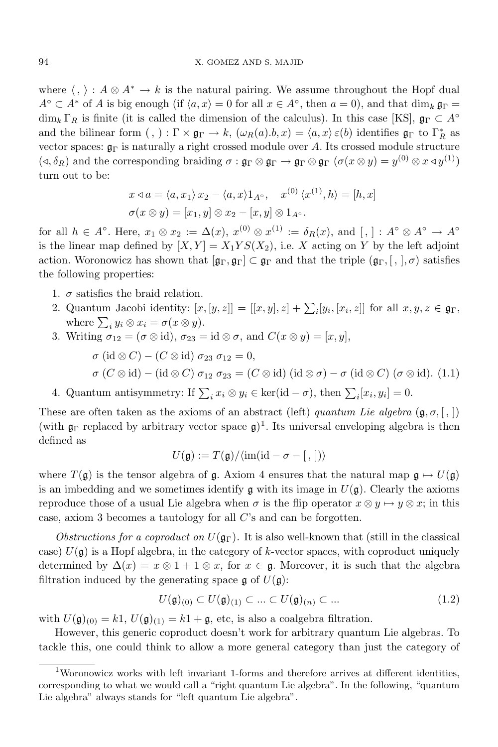where $\langle\, ,\, \rangle : A \otimes A^* \to k$ is the natural pairing. We assume throughout the Hopf dual $A^\circ \subset A^*$ of $A$ is big enough (if $\langle a, x\rangle = 0$ for all $x \in A^\circ$, then $a = 0$), and that $\dim_k \mathfrak{g}_\Gamma = \dim_k \Gamma_R$ is finite (it is called the dimension of the calculus). In this case [KS], $\mathfrak{g}_\Gamma \subset A^\circ$ and the bilinear form $(\, ,\, ) : \Gamma \times \mathfrak{g}_\Gamma \to k$, $(\omega_R(a).b, x) = \langle a, x\rangle\, \varepsilon(b)$ identifies $\mathfrak{g}_\Gamma$ to $\Gamma_R^*$ as vector spaces: $\mathfrak{g}_\Gamma$ is naturally a right crossed module over $A$. Its crossed module structure $(\triangleleft, \delta_R)$ and the corresponding braiding $\sigma : \mathfrak{g}_\Gamma \otimes \mathfrak{g}_\Gamma \to \mathfrak{g}_\Gamma \otimes \mathfrak{g}_\Gamma$ ($\sigma(x \otimes y) = y^{(0)} \otimes x \triangleleft y^{(1)}$) turn out to be:

$$x \triangleleft a = \langle a, x_1\rangle\, x_2 - \langle a, x\rangle 1_{A^\circ}, \quad x^{(0)}\, \langle x^{(1)}, h\rangle = [h, x]$$
$$\sigma(x \otimes y) = [x_1, y] \otimes x_2 - [x, y] \otimes 1_{A^\circ}.$$

for all $h \in A^\circ$. Here, $x_1 \otimes x_2 := \Delta(x)$, $x^{(0)} \otimes x^{(1)} := \delta_R(x)$, and $[\, ,\, ] : A^\circ \otimes A^\circ \to A^\circ$ is the linear map defined by $[X, Y] = X_1 Y S(X_2)$, i.e. $X$ acting on $Y$ by the left adjoint action. Woronowicz has shown that $[\mathfrak{g}_\Gamma, \mathfrak{g}_\Gamma] \subset \mathfrak{g}_\Gamma$ and that the triple $(\mathfrak{g}_\Gamma, [\, ,\, ], \sigma)$ satisfies the following properties:

1. $\sigma$ satisfies the braid relation.
2. Quantum Jacobi identity: $[x, [y, z]] = [[x, y], z] + \sum_i [y_i, [x_i, z]]$ for all $x, y, z \in \mathfrak{g}_\Gamma$, where $\sum_i y_i \otimes x_i = \sigma(x \otimes y)$.
3. Writing $\sigma_{12} = (\sigma \otimes \mathrm{id})$, $\sigma_{23} = \mathrm{id} \otimes \sigma$, and $C(x \otimes y) = [x, y]$,
$$\sigma\ (\mathrm{id} \otimes C) - (C \otimes \mathrm{id})\ \sigma_{23}\ \sigma_{12} = 0,$$
$$\sigma\ (C \otimes \mathrm{id}) - (\mathrm{id} \otimes C)\ \sigma_{12}\ \sigma_{23} = (C \otimes \mathrm{id})\ (\mathrm{id} \otimes \sigma) - \sigma\ (\mathrm{id} \otimes C)\ (\sigma \otimes \mathrm{id}). \quad (1.1)$$
4. Quantum antisymmetry: If $\sum_i x_i \otimes y_i \in \ker(\mathrm{id} - \sigma)$, then $\sum_i [x_i, y_i] = 0$.

These are often taken as the axioms of an abstract (left) *quantum Lie algebra* $(\mathfrak{g}, \sigma, [\, ,\, ])$ (with $\mathfrak{g}_\Gamma$ replaced by arbitrary vector space $\mathfrak{g}$)[1]. Its universal enveloping algebra is then defined as

$$U(\mathfrak{g}) := T(\mathfrak{g}) / \langle \mathrm{im}(\mathrm{id} - \sigma - [\, ,\, ]) \rangle$$

where $T(\mathfrak{g})$ is the tensor algebra of $\mathfrak{g}$. Axiom 4 ensures that the natural map $\mathfrak{g} \mapsto U(\mathfrak{g})$ is an imbedding and we sometimes identify $\mathfrak{g}$ with its image in $U(\mathfrak{g})$. Clearly the axioms reproduce those of a usual Lie algebra when $\sigma$ is the flip operator $x \otimes y \mapsto y \otimes x$; in this case, axiom 3 becomes a tautology for all $C$'s and can be forgotten.

*Obstructions for a coproduct on $U(\mathfrak{g}_\Gamma)$.* It is also well-known that (still in the classical case) $U(\mathfrak{g})$ is a Hopf algebra, in the category of $k$-vector spaces, with coproduct uniquely determined by $\Delta(x) = x \otimes 1 + 1 \otimes x$, for $x \in \mathfrak{g}$. Moreover, it is such that the algebra filtration induced by the generating space $\mathfrak{g}$ of $U(\mathfrak{g})$:

$$U(\mathfrak{g})_{(0)} \subset U(\mathfrak{g})_{(1)} \subset \ldots \subset U(\mathfrak{g})_{(n)} \subset \ldots \quad (1.2)$$

with $U(\mathfrak{g})_{(0)} = k1$, $U(\mathfrak{g})_{(1)} = k1 + \mathfrak{g}$, etc, is also a coalgebra filtration.

However, this generic coproduct doesn't work for arbitrary quantum Lie algebras. To tackle this, one could think to allow a more general category than just the category of

[1] Woronowicz works with left invariant 1-forms and therefore arrives at different identities, corresponding to what we would call a "right quantum Lie algebra". In the following, "quantum Lie algebra" always stands for "left quantum Lie algebra".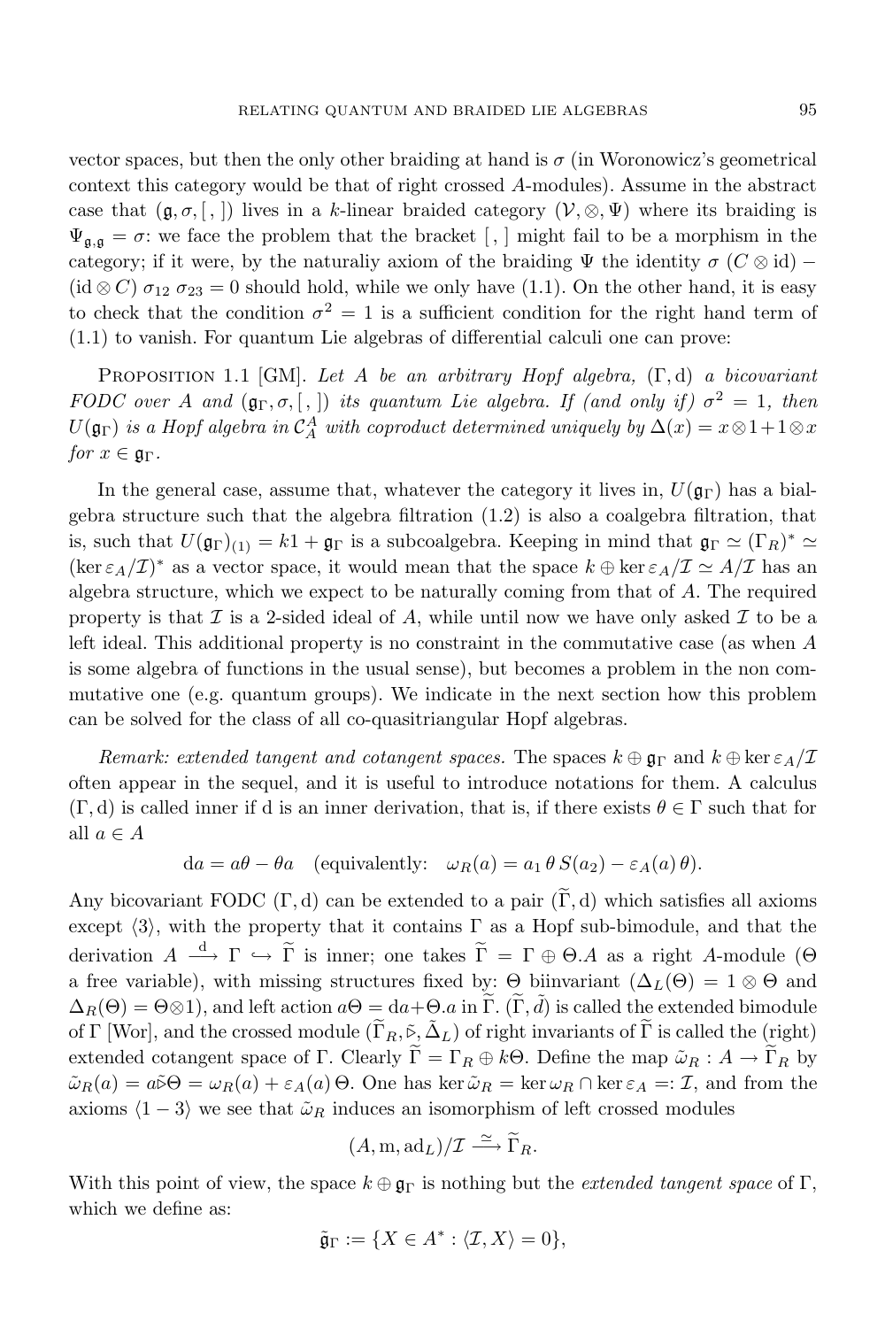vector spaces, but then the only other braiding at hand is $\sigma$ (in Woronowicz's geometrical context this category would be that of right crossed $A$-modules). Assume in the abstract case that $(\mathfrak{g}, \sigma, [\,,\,])$ lives in a $k$-linear braided category $(\mathcal{V}, \otimes, \Psi)$ where its braiding is $\Psi_{\mathfrak{g},\mathfrak{g}} = \sigma$: we face the problem that the bracket $[\,,\,]$ might fail to be a morphism in the category; if it were, by the naturaliy axiom of the braiding $\Psi$ the identity $\sigma\,(C \otimes \mathrm{id}) - (\mathrm{id} \otimes C)\,\sigma_{12}\,\sigma_{23} = 0$ should hold, while we only have (1.1). On the other hand, it is easy to check that the condition $\sigma^2 = 1$ is a sufficient condition for the right hand term of (1.1) to vanish. For quantum Lie algebras of differential calculi one can prove:

Proposition 1.1 [GM]. *Let $A$ be an arbitrary Hopf algebra, $(\Gamma, \mathrm{d})$ a bicovariant FODC over $A$ and $(\mathfrak{g}_\Gamma, \sigma, [\,,\,])$ its quantum Lie algebra. If (and only if) $\sigma^2 = 1$, then $U(\mathfrak{g}_\Gamma)$ is a Hopf algebra in $\mathcal{C}_A^A$ with coproduct determined uniquely by $\Delta(x) = x \otimes 1 + 1 \otimes x$ for $x \in \mathfrak{g}_\Gamma$.*

In the general case, assume that, whatever the category it lives in, $U(\mathfrak{g}_\Gamma)$ has a bialgebra structure such that the algebra filtration (1.2) is also a coalgebra filtration, that is, such that $U(\mathfrak{g}_\Gamma)_{(1)} = k1 + \mathfrak{g}_\Gamma$ is a subcoalgebra. Keeping in mind that $\mathfrak{g}_\Gamma \simeq (\Gamma_R)^* \simeq (\ker \varepsilon_A / \mathcal{I})^*$ as a vector space, it would mean that the space $k \oplus \ker \varepsilon_A / \mathcal{I} \simeq A/\mathcal{I}$ has an algebra structure, which we expect to be naturally coming from that of $A$. The required property is that $\mathcal{I}$ is a 2-sided ideal of $A$, while until now we have only asked $\mathcal{I}$ to be a left ideal. This additional property is no constraint in the commutative case (as when $A$ is some algebra of functions in the usual sense), but becomes a problem in the non commutative one (e.g. quantum groups). We indicate in the next section how this problem can be solved for the class of all co-quasitriangular Hopf algebras.

*Remark: extended tangent and cotangent spaces.* The spaces $k \oplus \mathfrak{g}_\Gamma$ and $k \oplus \ker \varepsilon_A / \mathcal{I}$ often appear in the sequel, and it is useful to introduce notations for them. A calculus $(\Gamma, \mathrm{d})$ is called inner if d is an inner derivation, that is, if there exists $\theta \in \Gamma$ such that for all $a \in A$

$$\mathrm{d}a = a\theta - \theta a \quad \text{(equivalently:} \quad \omega_R(a) = a_1\,\theta\,S(a_2) - \varepsilon_A(a)\,\theta).$$

Any bicovariant FODC $(\Gamma, \mathrm{d})$ can be extended to a pair $(\widetilde{\Gamma}, \mathrm{d})$ which satisfies all axioms except $\langle 3 \rangle$, with the property that it contains $\Gamma$ as a Hopf sub-bimodule, and that the derivation $A \xrightarrow{\mathrm{d}} \Gamma \hookrightarrow \widetilde{\Gamma}$ is inner; one takes $\widetilde{\Gamma} = \Gamma \oplus \Theta.A$ as a right $A$-module ($\Theta$ a free variable), with missing structures fixed by: $\Theta$ biinvariant ($\Delta_L(\Theta) = 1 \otimes \Theta$ and $\Delta_R(\Theta) = \Theta \otimes 1$), and left action $a\Theta = \mathrm{d}a + \Theta.a$ in $\widetilde{\Gamma}$. $(\widetilde{\Gamma}, \tilde{d})$ is called the extended bimodule of $\Gamma$ [Wor], and the crossed module $(\widetilde{\Gamma}_R, \tilde{\triangleright}, \tilde{\Delta}_L)$ of right invariants of $\widetilde{\Gamma}$ is called the (right) extended cotangent space of $\Gamma$. Clearly $\widetilde{\Gamma} = \Gamma_R \oplus k\Theta$. Define the map $\tilde{\omega}_R : A \to \widetilde{\Gamma}_R$ by $\tilde{\omega}_R(a) = a \tilde{\triangleright} \Theta = \omega_R(a) + \varepsilon_A(a)\,\Theta$. One has $\ker \tilde{\omega}_R = \ker \omega_R \cap \ker \varepsilon_A =: \mathcal{I}$, and from the axioms $\langle 1 - 3 \rangle$ we see that $\tilde{\omega}_R$ induces an isomorphism of left crossed modules

$$(A, \mathrm{m}, \mathrm{ad}_L)/\mathcal{I} \xrightarrow{\simeq} \widetilde{\Gamma}_R.$$

With this point of view, the space $k \oplus \mathfrak{g}_\Gamma$ is nothing but the *extended tangent space* of $\Gamma$, which we define as:

$$\tilde{\mathfrak{g}}_\Gamma := \{X \in A^* : \langle \mathcal{I}, X \rangle = 0\},$$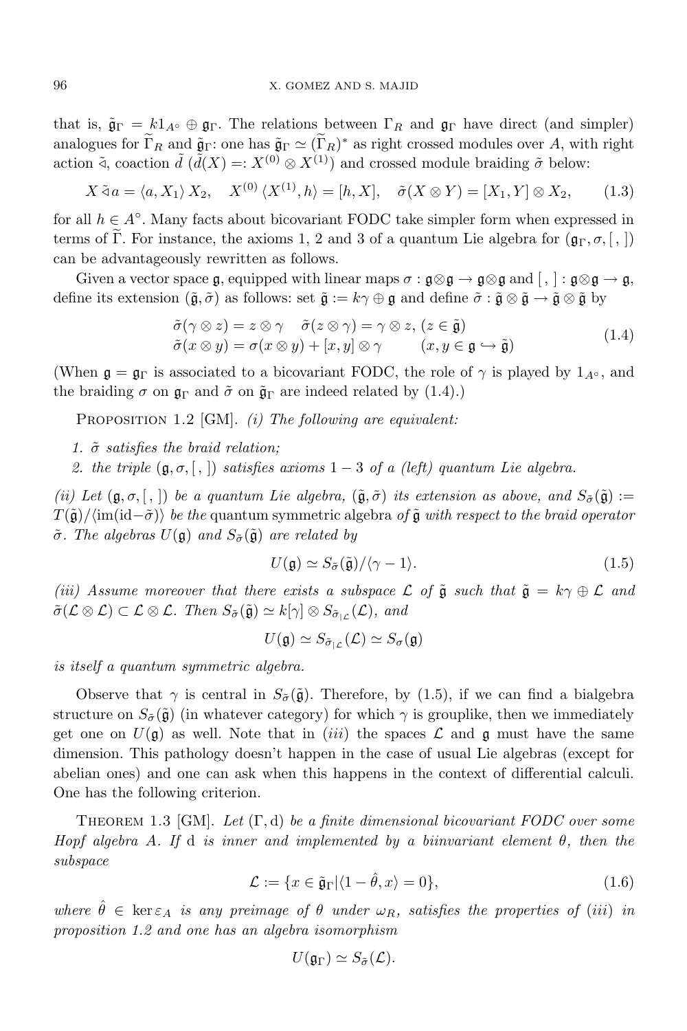that is, $\tilde{\mathfrak{g}}_\Gamma = k1_{A^\circ} \oplus \mathfrak{g}_\Gamma$. The relations between $\Gamma_R$ and $\mathfrak{g}_\Gamma$ have direct (and simpler) analogues for $\widetilde{\Gamma}_R$ and $\tilde{\mathfrak{g}}_\Gamma$: one has $\tilde{\mathfrak{g}}_\Gamma \simeq (\widetilde{\Gamma}_R)^*$ as right crossed modules over $A$, with right action $\tilde{\triangleleft}$, coaction $\tilde{d}$ ($\tilde{d}(X) =: X^{(0)} \otimes X^{(1)}$) and crossed module braiding $\tilde{\sigma}$ below:

$$X \tilde{\triangleleft} a = \langle a, X_1 \rangle X_2, \quad X^{(0)} \langle X^{(1)}, h \rangle = [h, X], \quad \tilde{\sigma}(X \otimes Y) = [X_1, Y] \otimes X_2, \tag{1.3}$$

for all $h \in A^\circ$. Many facts about bicovariant FODC take simpler form when expressed in terms of $\widetilde{\Gamma}$. For instance, the axioms 1, 2 and 3 of a quantum Lie algebra for $(\mathfrak{g}_\Gamma, \sigma, [\,,\,])$ can be advantageously rewritten as follows.

Given a vector space $\mathfrak{g}$, equipped with linear maps $\sigma : \mathfrak{g} \otimes \mathfrak{g} \to \mathfrak{g} \otimes \mathfrak{g}$ and $[\,,\,] : \mathfrak{g} \otimes \mathfrak{g} \to \mathfrak{g}$, define its extension $(\tilde{\mathfrak{g}}, \tilde{\sigma})$ as follows: set $\tilde{\mathfrak{g}} := k\gamma \oplus \mathfrak{g}$ and define $\tilde{\sigma} : \tilde{\mathfrak{g}} \otimes \tilde{\mathfrak{g}} \to \tilde{\mathfrak{g}} \otimes \tilde{\mathfrak{g}}$ by

$$\begin{array}{ll} \tilde{\sigma}(\gamma \otimes z) = z \otimes \gamma \quad \tilde{\sigma}(z \otimes \gamma) = \gamma \otimes z, \ (z \in \tilde{\mathfrak{g}}) \\ \tilde{\sigma}(x \otimes y) = \sigma(x \otimes y) + [x, y] \otimes \gamma \qquad (x, y \in \mathfrak{g} \hookrightarrow \tilde{\mathfrak{g}}) \end{array} \tag{1.4}$$

(When $\mathfrak{g} = \mathfrak{g}_\Gamma$ is associated to a bicovariant FODC, the role of $\gamma$ is played by $1_{A^\circ}$, and the braiding $\sigma$ on $\mathfrak{g}_\Gamma$ and $\tilde{\sigma}$ on $\tilde{\mathfrak{g}}_\Gamma$ are indeed related by (1.4).)

Proposition 1.2 [GM]. *(i) The following are equivalent:*

1. *$\tilde{\sigma}$ satisfies the braid relation;*
2. *the triple $(\mathfrak{g}, \sigma, [\,,\,])$ satisfies axioms $1-3$ of a (left) quantum Lie algebra.*

*(ii) Let $(\mathfrak{g}, \sigma, [\,,\,])$ be a quantum Lie algebra, $(\tilde{\mathfrak{g}}, \tilde{\sigma})$ its extension as above, and $S_{\tilde{\sigma}}(\tilde{\mathfrak{g}}) := T(\tilde{\mathfrak{g}})/\langle \mathrm{im}(\mathrm{id} - \tilde{\sigma}) \rangle$ be the* quantum symmetric algebra *of $\tilde{\mathfrak{g}}$ with respect to the braid operator $\tilde{\sigma}$. The algebras $U(\mathfrak{g})$ and $S_{\tilde{\sigma}}(\tilde{\mathfrak{g}})$ are related by*

$$U(\mathfrak{g}) \simeq S_{\tilde{\sigma}}(\tilde{\mathfrak{g}})/\langle \gamma - 1 \rangle. \tag{1.5}$$

*(iii) Assume moreover that there exists a subspace $\mathcal{L}$ of $\tilde{\mathfrak{g}}$ such that $\tilde{\mathfrak{g}} = k\gamma \oplus \mathcal{L}$ and $\tilde{\sigma}(\mathcal{L} \otimes \mathcal{L}) \subset \mathcal{L} \otimes \mathcal{L}$. Then $S_{\tilde{\sigma}}(\tilde{\mathfrak{g}}) \simeq k[\gamma] \otimes S_{\tilde{\sigma}_{|\mathcal{L}}}(\mathcal{L})$, and*

$$U(\mathfrak{g}) \simeq S_{\tilde{\sigma}_{|\mathcal{L}}}(\mathcal{L}) \simeq S_\sigma(\mathfrak{g})$$

*is itself a quantum symmetric algebra.*

Observe that $\gamma$ is central in $S_{\tilde{\sigma}}(\tilde{\mathfrak{g}})$. Therefore, by (1.5), if we can find a bialgebra structure on $S_{\tilde{\sigma}}(\tilde{\mathfrak{g}})$ (in whatever category) for which $\gamma$ is grouplike, then we immediately get one on $U(\mathfrak{g})$ as well. Note that in $(iii)$ the spaces $\mathcal{L}$ and $\mathfrak{g}$ must have the same dimension. This pathology doesn't happen in the case of usual Lie algebras (except for abelian ones) and one can ask when this happens in the context of differential calculi. One has the following criterion.

Theorem 1.3 [GM]. *Let $(\Gamma, \mathrm{d})$ be a finite dimensional bicovariant FODC over some Hopf algebra $A$. If $\mathrm{d}$ is inner and implemented by a biinvariant element $\theta$, then the subspace*

$$\mathcal{L} := \{x \in \tilde{\mathfrak{g}}_\Gamma | \langle 1 - \hat{\theta}, x \rangle = 0\}, \tag{1.6}$$

*where $\hat{\theta} \in \ker \varepsilon_A$ is any preimage of $\theta$ under $\omega_R$, satisfies the properties of $(iii)$ in proposition 1.2 and one has an algebra isomorphism*

$$U(\mathfrak{g}_\Gamma) \simeq S_{\tilde{\sigma}}(\mathcal{L}).$$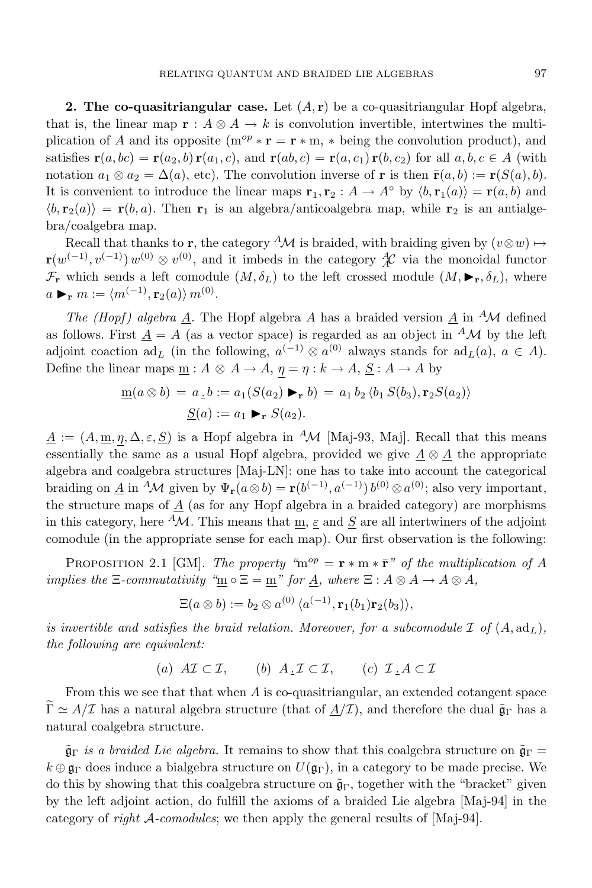**2. The co-quasitriangular case.** Let $(A, \mathbf{r})$ be a co-quasitriangular Hopf algebra, that is, the linear map $\mathbf{r} : A \otimes A \to k$ is convolution invertible, intertwines the multiplication of $A$ and its opposite ($\mathrm{m}^{op} * \mathbf{r} = \mathbf{r} * \mathrm{m}$, $*$ being the convolution product), and satisfies $\mathbf{r}(a, bc) = \mathbf{r}(a_2, b)\,\mathbf{r}(a_1, c)$, and $\mathbf{r}(ab, c) = \mathbf{r}(a, c_1)\,\mathbf{r}(b, c_2)$ for all $a, b, c \in A$ (with notation $a_1 \otimes a_2 = \Delta(a)$, etc). The convolution inverse of $\mathbf{r}$ is then $\bar{\mathbf{r}}(a, b) := \mathbf{r}(S(a), b)$. It is convenient to introduce the linear maps $\mathbf{r}_1, \mathbf{r}_2 : A \to A^\circ$ by $\langle b, \mathbf{r}_1(a)\rangle = \mathbf{r}(a, b)$ and $\langle b, \mathbf{r}_2(a)\rangle = \mathbf{r}(b, a)$. Then $\mathbf{r}_1$ is an algebra/anticoalgebra map, while $\mathbf{r}_2$ is an antialgebra/coalgebra map.

Recall that thanks to $\mathbf{r}$, the category ${}^A\mathcal{M}$ is braided, with braiding given by $(v \otimes w) \mapsto \mathbf{r}(w^{(-1)}, v^{(-1)})\, w^{(0)} \otimes v^{(0)}$, and it imbeds in the category ${}^A_A\mathcal{C}$ via the monoidal functor $\mathcal{F}_\mathbf{r}$ which sends a left comodule $(M, \delta_L)$ to the left crossed module $(M, \blacktriangleright_\mathbf{r}, \delta_L)$, where $a \blacktriangleright_\mathbf{r} m := \langle m^{(-1)}, \mathbf{r}_2(a)\rangle\, m^{(0)}$.

*The (Hopf) algebra $\underline{A}$.* The Hopf algebra $A$ has a braided version $\underline{A}$ in ${}^A\mathcal{M}$ defined as follows. First $\underline{A} = A$ (as a vector space) is regarded as an object in ${}^A\mathcal{M}$ by the left adjoint coaction $\mathrm{ad}_L$ (in the following, $a^{(-1)} \otimes a^{(0)}$ always stands for $\mathrm{ad}_L(a)$, $a \in A$). Define the linear maps $\underline{\mathrm{m}} : A \otimes A \to A$, $\underline{\eta} = \eta : k \to A$, $\underline{S} : A \to A$ by

$$\underline{\mathrm{m}}(a \otimes b) = a \,\underline{.}\, b := a_1(S(a_2) \blacktriangleright_\mathbf{r} b) = a_1\, b_2\, \langle b_1\, S(b_3), \mathbf{r}_2 S(a_2)\rangle$$
$$\underline{S}(a) := a_1 \blacktriangleright_\mathbf{r} S(a_2).$$

$\underline{A} := (A, \underline{\mathrm{m}}, \underline{\eta}, \Delta, \varepsilon, \underline{S})$ is a Hopf algebra in ${}^A\mathcal{M}$ [Maj-93, Maj]. Recall that this means essentially the same as a usual Hopf algebra, provided we give $\underline{A} \otimes \underline{A}$ the appropriate algebra and coalgebra structures [Maj-LN]: one has to take into account the categorical braiding on $\underline{A}$ in ${}^A\mathcal{M}$ given by $\Psi_\mathbf{r}(a \otimes b) = \mathbf{r}(b^{(-1)}, a^{(-1)})\, b^{(0)} \otimes a^{(0)}$; also very important, the structure maps of $\underline{A}$ (as for any Hopf algebra in a braided category) are morphisms in this category, here ${}^A\mathcal{M}$. This means that $\underline{\mathrm{m}}$, $\underline{\varepsilon}$ and $\underline{S}$ are all intertwiners of the adjoint comodule (in the appropriate sense for each map). Our first observation is the following:

Proposition 2.1 [GM]. *The property "$\mathrm{m}^{op} = \mathbf{r} * \mathrm{m} * \bar{\mathbf{r}}$" of the multiplication of $A$ implies the $\Xi$-commutativity "$\underline{\mathrm{m}} \circ \Xi = \underline{\mathrm{m}}$" for $\underline{A}$, where $\Xi : A \otimes A \to A \otimes A$,*

$$\Xi(a \otimes b) := b_2 \otimes a^{(0)}\, \langle a^{(-1)}, \mathbf{r}_1(b_1)\mathbf{r}_2(b_3)\rangle,$$

*is invertible and satisfies the braid relation. Moreover, for a subcomodule $\mathcal{I}$ of $(A, \mathrm{ad}_L)$, the following are equivalent:*

$$(a)\ A\mathcal{I} \subset \mathcal{I}, \qquad (b)\ A \,\underline{.}\, \mathcal{I} \subset \mathcal{I}, \qquad (c)\ \mathcal{I} \,\underline{.}\, A \subset \mathcal{I}$$

From this we see that that when $A$ is co-quasitriangular, an extended cotangent space $\widetilde{\Gamma} \simeq A/\mathcal{I}$ has a natural algebra structure (that of $\underline{A}/\mathcal{I}$), and therefore the dual $\tilde{\mathfrak{g}}_\Gamma$ has a natural coalgebra structure.

*$\tilde{\mathfrak{g}}_\Gamma$ is a braided Lie algebra.* It remains to show that this coalgebra structure on $\tilde{\mathfrak{g}}_\Gamma = k \oplus \mathfrak{g}_\Gamma$ does induce a bialgebra structure on $U(\mathfrak{g}_\Gamma)$, in a category to be made precise. We do this by showing that this coalgebra structure on $\tilde{\mathfrak{g}}_\Gamma$, together with the "bracket" given by the left adjoint action, do fulfill the axioms of a braided Lie algebra [Maj-94] in the category of *right $\mathcal{A}$-comodules*; we then apply the general results of [Maj-94].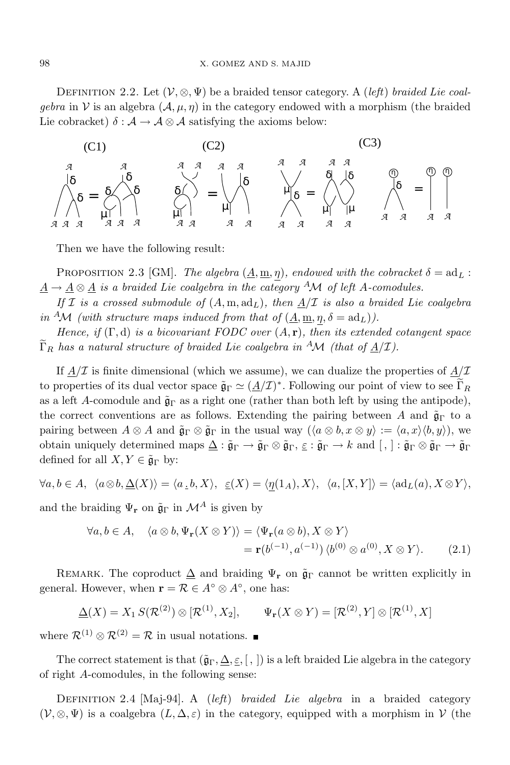DEFINITION 2.2. Let $(\mathcal{V}, \otimes, \Psi)$ be a braided tensor category. A (*left*) *braided Lie coalgebra* in $\mathcal{V}$ is an algebra $(\mathcal{A}, \mu, \eta)$ in the category endowed with a morphism (the braided Lie cobracket) $\delta : \mathcal{A} \to \mathcal{A} \otimes \mathcal{A}$ satisfying the axioms below:

(C1) (C2) (C3)

Then we have the following result:

PROPOSITION 2.3 [GM]. *The algebra* $(\underline{A}, \underline{\mathrm{m}}, \underline{\eta})$*, endowed with the cobracket* $\delta = \mathrm{ad}_L : \underline{A} \to \underline{A} \otimes \underline{A}$ *is a braided Lie coalgebra in the category* ${}^A\mathcal{M}$ *of left A-comodules.*

*If* $\mathcal{I}$ *is a crossed submodule of* $(A, \mathrm{m}, \mathrm{ad}_L)$*, then* $\underline{A}/\mathcal{I}$ *is also a braided Lie coalgebra in* ${}^A\mathcal{M}$ *(with structure maps induced from that of* $(\underline{A}, \underline{\mathrm{m}}, \underline{\eta}, \delta = \mathrm{ad}_L)$*).*

*Hence, if* $(\Gamma, \mathrm{d})$ *is a bicovariant FODC over* $(A, \mathbf{r})$*, then its extended cotangent space* $\widetilde{\Gamma}_R$ *has a natural structure of braided Lie coalgebra in* ${}^A\mathcal{M}$ *(that of* $\underline{A}/\mathcal{I}$*).*

If $\underline{A}/\mathcal{I}$ is finite dimensional (which we assume), we can dualize the properties of $\underline{A}/\mathcal{I}$ to properties of its dual vector space $\tilde{\mathfrak{g}}_\Gamma \simeq (\underline{A}/\mathcal{I})^*$. Following our point of view to see $\widetilde{\Gamma}_R$ as a left $A$-comodule and $\tilde{\mathfrak{g}}_\Gamma$ as a right one (rather than both left by using the antipode), the correct conventions are as follows. Extending the pairing between $A$ and $\tilde{\mathfrak{g}}_\Gamma$ to a pairing between $A \otimes A$ and $\tilde{\mathfrak{g}}_\Gamma \otimes \tilde{\mathfrak{g}}_\Gamma$ in the usual way ($\langle a \otimes b, x \otimes y\rangle := \langle a, x\rangle\langle b, y\rangle$), we obtain uniquely determined maps $\underline{\Delta} : \tilde{\mathfrak{g}}_\Gamma \to \tilde{\mathfrak{g}}_\Gamma \otimes \tilde{\mathfrak{g}}_\Gamma$, $\underline{\varepsilon} : \tilde{\mathfrak{g}}_\Gamma \to k$ and $[\,,\,] : \tilde{\mathfrak{g}}_\Gamma \otimes \tilde{\mathfrak{g}}_\Gamma \to \tilde{\mathfrak{g}}_\Gamma$ defined for all $X, Y \in \tilde{\mathfrak{g}}_\Gamma$ by:

$$\forall a, b \in A, \;\; \langle a \otimes b, \underline{\Delta}(X)\rangle = \langle a \,\underline{\cdot}\, b, X\rangle, \;\; \underline{\varepsilon}(X) = \langle \underline{\eta}(1_A), X\rangle, \;\; \langle a, [X, Y]\rangle = \langle \mathrm{ad}_L(a), X \otimes Y\rangle,$$

and the braiding $\Psi_{\mathbf{r}}$ on $\tilde{\mathfrak{g}}_\Gamma$ in $\mathcal{M}^A$ is given by

$$\begin{aligned}\forall a, b \in A, \quad \langle a \otimes b, \Psi_{\mathbf{r}}(X \otimes Y)\rangle &= \langle \Psi_{\mathbf{r}}(a \otimes b), X \otimes Y\rangle \\ &= \mathbf{r}(b^{(-1)}, a^{(-1)})\,\langle b^{(0)} \otimes a^{(0)}, X \otimes Y\rangle. \qquad (2.1)\end{aligned}$$

REMARK. The coproduct $\underline{\Delta}$ and braiding $\Psi_{\mathbf{r}}$ on $\tilde{\mathfrak{g}}_\Gamma$ cannot be written explicitly in general. However, when $\mathbf{r} = \mathcal{R} \in A^\circ \otimes A^\circ$, one has:

$$\underline{\Delta}(X) = X_1\, S(\mathcal{R}^{(2)}) \otimes [\mathcal{R}^{(1)}, X_2], \qquad \Psi_{\mathbf{r}}(X \otimes Y) = [\mathcal{R}^{(2)}, Y] \otimes [\mathcal{R}^{(1)}, X]$$

where $\mathcal{R}^{(1)} \otimes \mathcal{R}^{(2)} = \mathcal{R}$ in usual notations. ∎

The correct statement is that $(\tilde{\mathfrak{g}}_\Gamma, \underline{\Delta}, \underline{\varepsilon}, [\,,\,])$ is a left braided Lie algebra in the category of right $A$-comodules, in the following sense:

DEFINITION 2.4 [Maj-94]. A (*left*) *braided Lie algebra* in a braided category $(\mathcal{V}, \otimes, \Psi)$ is a coalgebra $(L, \Delta, \varepsilon)$ in the category, equipped with a morphism in $\mathcal{V}$ (the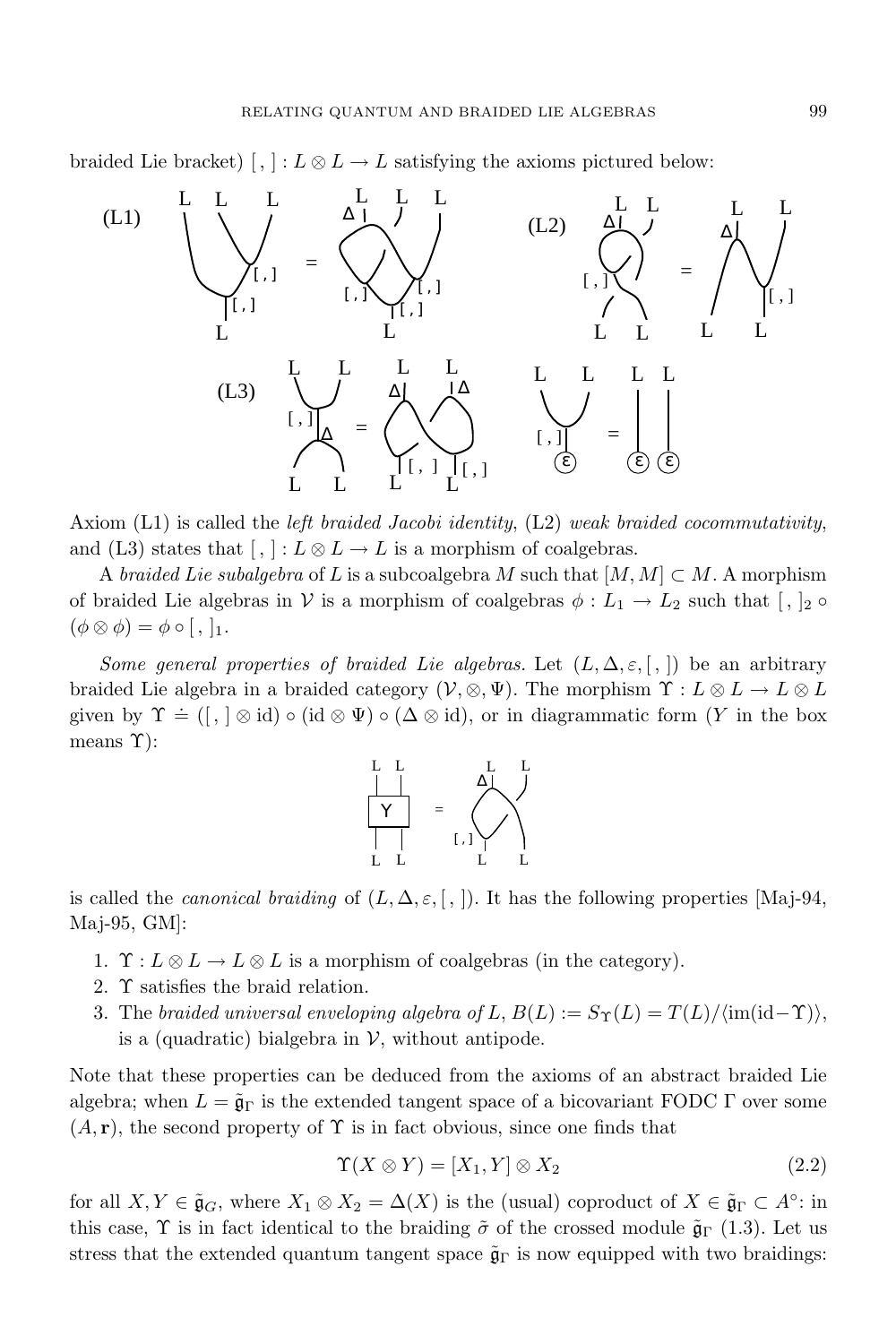braided Lie bracket) $[\,,\,] : L \otimes L \to L$ satisfying the axioms pictured below:

Axiom (L1) is called the *left braided Jacobi identity*, (L2) *weak braided cocommutativity*, and (L3) states that $[\,,\,] : L \otimes L \to L$ is a morphism of coalgebras.

A *braided Lie subalgebra* of $L$ is a subcoalgebra $M$ such that $[M, M] \subset M$. A morphism of braided Lie algebras in $\mathcal{V}$ is a morphism of coalgebras $\phi : L_1 \to L_2$ such that $[\,,\,]_2 \circ (\phi \otimes \phi) = \phi \circ [\,,\,]_1$.

*Some general properties of braided Lie algebras.* Let $(L, \Delta, \varepsilon, [\,,\,])$ be an arbitrary braided Lie algebra in a braided category $(\mathcal{V}, \otimes, \Psi)$. The morphism $\Upsilon : L \otimes L \to L \otimes L$ given by $\Upsilon \doteq ([\,,\,] \otimes \mathrm{id}) \circ (\mathrm{id} \otimes \Psi) \circ (\Delta \otimes \mathrm{id})$, or in diagrammatic form ($Y$ in the box means $\Upsilon$):

is called the *canonical braiding* of $(L, \Delta, \varepsilon, [\,,\,])$. It has the following properties [Maj-94, Maj-95, GM]:

1. $\Upsilon : L \otimes L \to L \otimes L$ is a morphism of coalgebras (in the category).
2. $\Upsilon$ satisfies the braid relation.
3. The *braided universal enveloping algebra of* $L$, $B(L) := S_\Upsilon(L) = T(L)/\langle \mathrm{im}(\mathrm{id} - \Upsilon) \rangle$, is a (quadratic) bialgebra in $\mathcal{V}$, without antipode.

Note that these properties can be deduced from the axioms of an abstract braided Lie algebra; when $L = \tilde{\mathfrak{g}}_\Gamma$ is the extended tangent space of a bicovariant FODC $\Gamma$ over some $(A, \mathbf{r})$, the second property of $\Upsilon$ is in fact obvious, since one finds that

$$\Upsilon(X \otimes Y) = [X_1, Y] \otimes X_2 \tag{2.2}$$

for all $X, Y \in \tilde{\mathfrak{g}}_G$, where $X_1 \otimes X_2 = \Delta(X)$ is the (usual) coproduct of $X \in \tilde{\mathfrak{g}}_\Gamma \subset A^\circ$: in this case, $\Upsilon$ is in fact identical to the braiding $\tilde{\sigma}$ of the crossed module $\tilde{\mathfrak{g}}_\Gamma$ (1.3). Let us stress that the extended quantum tangent space $\tilde{\mathfrak{g}}_\Gamma$ is now equipped with two braidings: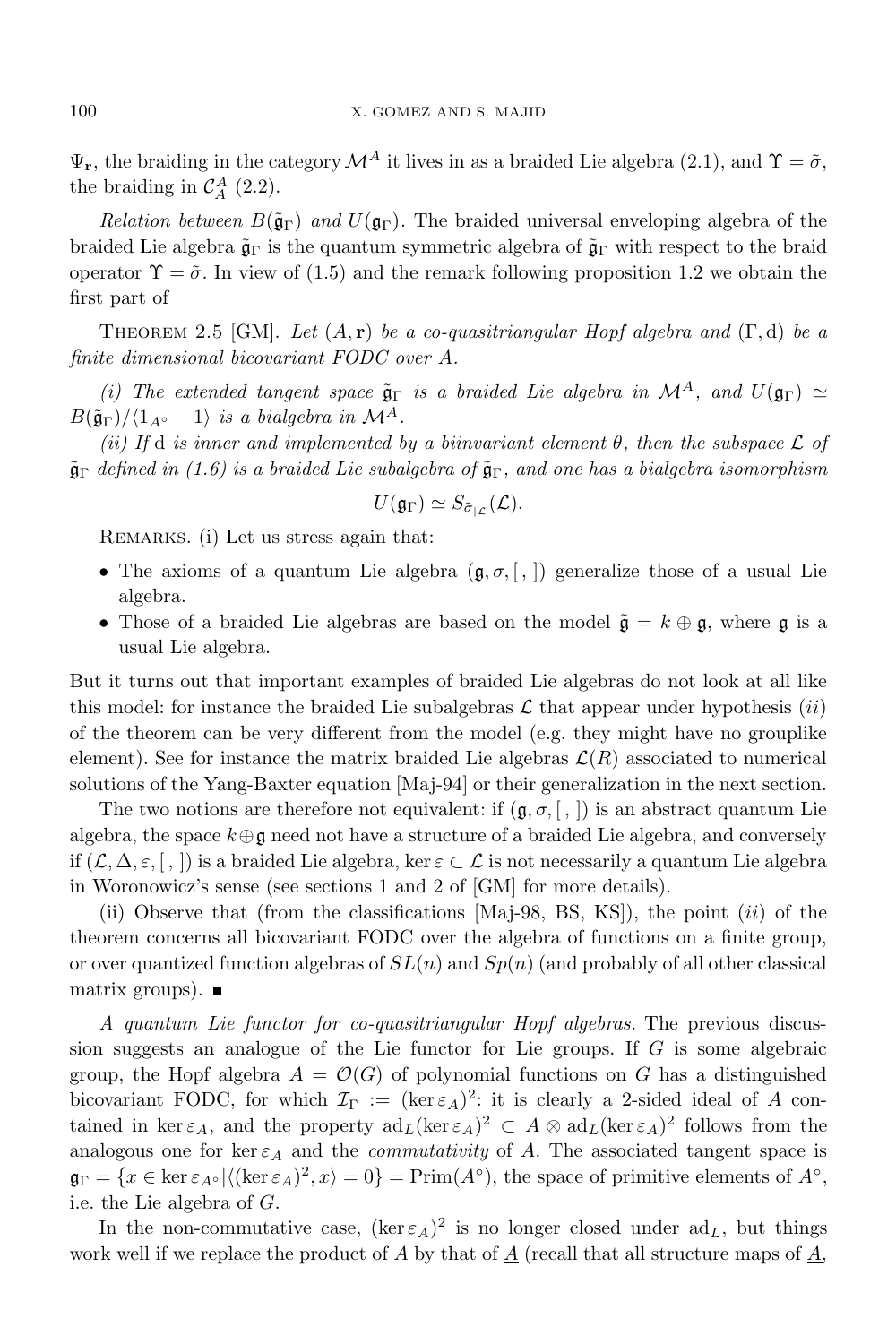$\Psi_{\mathbf{r}}$, the braiding in the category $\mathcal{M}^A$ it lives in as a braided Lie algebra (2.1), and $\Upsilon = \tilde{\sigma}$, the braiding in $\mathcal{C}_A^A$ (2.2).

*Relation between* $B(\tilde{\mathfrak{g}}_\Gamma)$ *and* $U(\mathfrak{g}_\Gamma)$. The braided universal enveloping algebra of the braided Lie algebra $\tilde{\mathfrak{g}}_\Gamma$ is the quantum symmetric algebra of $\tilde{\mathfrak{g}}_\Gamma$ with respect to the braid operator $\Upsilon = \tilde{\sigma}$. In view of (1.5) and the remark following proposition 1.2 we obtain the first part of

Theorem 2.5 [GM]. *Let* $(A, \mathbf{r})$ *be a co-quasitriangular Hopf algebra and* $(\Gamma, \mathrm{d})$ *be a finite dimensional bicovariant FODC over* $A$.

*(i) The extended tangent space* $\tilde{\mathfrak{g}}_\Gamma$ *is a braided Lie algebra in* $\mathcal{M}^A$, *and* $U(\mathfrak{g}_\Gamma) \simeq B(\tilde{\mathfrak{g}}_\Gamma)/\langle 1_{A^\circ} - 1\rangle$ *is a bialgebra in* $\mathcal{M}^A$.

*(ii) If* $\mathrm{d}$ *is inner and implemented by a biinvariant element* $\theta$, *then the subspace* $\mathcal{L}$ *of* $\tilde{\mathfrak{g}}_\Gamma$ *defined in (1.6) is a braided Lie subalgebra of* $\tilde{\mathfrak{g}}_\Gamma$, *and one has a bialgebra isomorphism*

$$U(\mathfrak{g}_\Gamma) \simeq S_{\tilde{\sigma}_{|\mathcal{L}}}(\mathcal{L}).$$

Remarks. (i) Let us stress again that:

- The axioms of a quantum Lie algebra $(\mathfrak{g}, \sigma, [\,,\,])$ generalize those of a usual Lie algebra.
- Those of a braided Lie algebras are based on the model $\tilde{\mathfrak{g}} = k \oplus \mathfrak{g}$, where $\mathfrak{g}$ is a usual Lie algebra.

But it turns out that important examples of braided Lie algebras do not look at all like this model: for instance the braided Lie subalgebras $\mathcal{L}$ that appear under hypothesis $(ii)$ of the theorem can be very different from the model (e.g. they might have no grouplike element). See for instance the matrix braided Lie algebras $\mathcal{L}(R)$ associated to numerical solutions of the Yang-Baxter equation [Maj-94] or their generalization in the next section.

The two notions are therefore not equivalent: if $(\mathfrak{g}, \sigma, [\,,\,])$ is an abstract quantum Lie algebra, the space $k\oplus\mathfrak{g}$ need not have a structure of a braided Lie algebra, and conversely if $(\mathcal{L}, \Delta, \varepsilon, [\,,\,])$ is a braided Lie algebra, $\ker\varepsilon \subset \mathcal{L}$ is not necessarily a quantum Lie algebra in Woronowicz's sense (see sections 1 and 2 of [GM] for more details).

(ii) Observe that (from the classifications [Maj-98, BS, KS]), the point $(ii)$ of the theorem concerns all bicovariant FODC over the algebra of functions on a finite group, or over quantized function algebras of $SL(n)$ and $Sp(n)$ (and probably of all other classical matrix groups). ∎

*A quantum Lie functor for co-quasitriangular Hopf algebras.* The previous discussion suggests an analogue of the Lie functor for Lie groups. If $G$ is some algebraic group, the Hopf algebra $A = \mathcal{O}(G)$ of polynomial functions on $G$ has a distinguished bicovariant FODC, for which $\mathcal{I}_\Gamma := (\ker\varepsilon_A)^2$: it is clearly a 2-sided ideal of $A$ contained in $\ker\varepsilon_A$, and the property $\mathrm{ad}_L(\ker\varepsilon_A)^2 \subset A \otimes \mathrm{ad}_L(\ker\varepsilon_A)^2$ follows from the analogous one for $\ker\varepsilon_A$ and the *commutativity* of $A$. The associated tangent space is $\mathfrak{g}_\Gamma = \{x \in \ker\varepsilon_{A^\circ} | \langle(\ker\varepsilon_A)^2, x\rangle = 0\} = \mathrm{Prim}(A^\circ)$, the space of primitive elements of $A^\circ$, i.e. the Lie algebra of $G$.

In the non-commutative case, $(\ker\varepsilon_A)^2$ is no longer closed under $\mathrm{ad}_L$, but things work well if we replace the product of $A$ by that of $\underline{A}$ (recall that all structure maps of $\underline{A}$,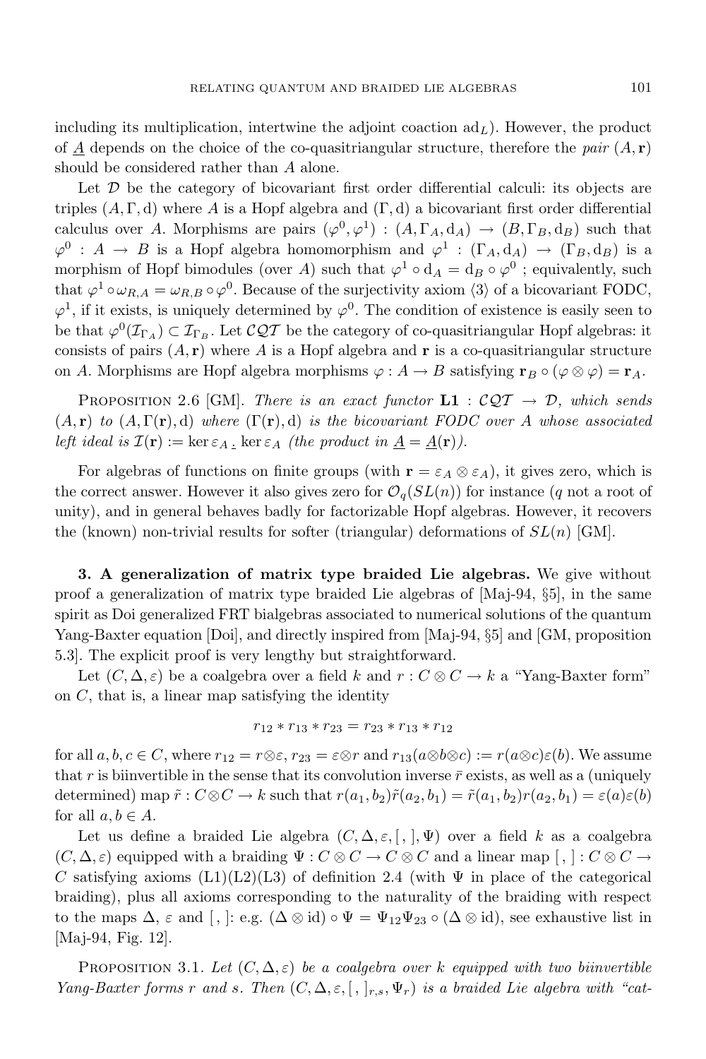including its multiplication, intertwine the adjoint coaction $\mathrm{ad}_L$). However, the product of $\underline{A}$ depends on the choice of the co-quasitriangular structure, therefore the *pair* $(A, \mathbf{r})$ should be considered rather than $A$ alone.

Let $\mathcal{D}$ be the category of bicovariant first order differential calculi: its objects are triples $(A, \Gamma, \mathrm{d})$ where $A$ is a Hopf algebra and $(\Gamma, \mathrm{d})$ a bicovariant first order differential calculus over $A$. Morphisms are pairs $(\varphi^0, \varphi^1) : (A, \Gamma_A, \mathrm{d}_A) \to (B, \Gamma_B, \mathrm{d}_B)$ such that $\varphi^0 : A \to B$ is a Hopf algebra homomorphism and $\varphi^1 : (\Gamma_A, \mathrm{d}_A) \to (\Gamma_B, \mathrm{d}_B)$ is a morphism of Hopf bimodules (over $A$) such that $\varphi^1 \circ \mathrm{d}_A = \mathrm{d}_B \circ \varphi^0$ ; equivalently, such that $\varphi^1 \circ \omega_{R,A} = \omega_{R,B} \circ \varphi^0$. Because of the surjectivity axiom $\langle 3 \rangle$ of a bicovariant FODC, $\varphi^1$, if it exists, is uniquely determined by $\varphi^0$. The condition of existence is easily seen to be that $\varphi^0(\mathcal{I}_{\Gamma_A}) \subset \mathcal{I}_{\Gamma_B}$. Let $\mathcal{CQT}$ be the category of co-quasitriangular Hopf algebras: it consists of pairs $(A, \mathbf{r})$ where $A$ is a Hopf algebra and $\mathbf{r}$ is a co-quasitriangular structure on $A$. Morphisms are Hopf algebra morphisms $\varphi : A \to B$ satisfying $\mathbf{r}_B \circ (\varphi \otimes \varphi) = \mathbf{r}_A$.

Proposition 2.6 [GM]. *There is an exact functor* $\mathbf{L1} : \mathcal{CQT} \to \mathcal{D}$, *which sends* $(A, \mathbf{r})$ *to* $(A, \Gamma(\mathbf{r}), \mathrm{d})$ *where* $(\Gamma(\mathbf{r}), \mathrm{d})$ *is the bicovariant FODC over A whose associated left ideal is* $\mathcal{I}(\mathbf{r}) := \ker \varepsilon_A \,\underline{\cdot}\, \ker \varepsilon_A$ *(the product in* $\underline{A} = \underline{A}(\mathbf{r})$*).*

For algebras of functions on finite groups (with $\mathbf{r} = \varepsilon_A \otimes \varepsilon_A$), it gives zero, which is the correct answer. However it also gives zero for $\mathcal{O}_q(SL(n))$ for instance ($q$ not a root of unity), and in general behaves badly for factorizable Hopf algebras. However, it recovers the (known) non-trivial results for softer (triangular) deformations of $SL(n)$ [GM].

**3. A generalization of matrix type braided Lie algebras.** We give without proof a generalization of matrix type braided Lie algebras of [Maj-94, §5], in the same spirit as Doi generalized FRT bialgebras associated to numerical solutions of the quantum Yang-Baxter equation [Doi], and directly inspired from [Maj-94, §5] and [GM, proposition 5.3]. The explicit proof is very lengthy but straightforward.

Let $(C, \Delta, \varepsilon)$ be a coalgebra over a field $k$ and $r : C \otimes C \to k$ a "Yang-Baxter form" on $C$, that is, a linear map satisfying the identity

$$r_{12} * r_{13} * r_{23} = r_{23} * r_{13} * r_{12}$$

for all $a, b, c \in C$, where $r_{12} = r \otimes \varepsilon$, $r_{23} = \varepsilon \otimes r$ and $r_{13}(a \otimes b \otimes c) := r(a \otimes c)\varepsilon(b)$. We assume that $r$ is biinvertible in the sense that its convolution inverse $\bar{r}$ exists, as well as a (uniquely determined) map $\tilde{r} : C \otimes C \to k$ such that $r(a_1, b_2)\tilde{r}(a_2, b_1) = \tilde{r}(a_1, b_2)r(a_2, b_1) = \varepsilon(a)\varepsilon(b)$ for all $a, b \in A$.

Let us define a braided Lie algebra $(C, \Delta, \varepsilon, [\,,\,], \Psi)$ over a field $k$ as a coalgebra $(C, \Delta, \varepsilon)$ equipped with a braiding $\Psi : C \otimes C \to C \otimes C$ and a linear map $[\,,\,] : C \otimes C \to C$ satisfying axioms (L1)(L2)(L3) of definition 2.4 (with $\Psi$ in place of the categorical braiding), plus all axioms corresponding to the naturality of the braiding with respect to the maps $\Delta$, $\varepsilon$ and $[\,,\,]$: e.g. $(\Delta \otimes \mathrm{id}) \circ \Psi = \Psi_{12}\Psi_{23} \circ (\Delta \otimes \mathrm{id})$, see exhaustive list in [Maj-94, Fig. 12].

Proposition 3.1. *Let* $(C, \Delta, \varepsilon)$ *be a coalgebra over* $k$ *equipped with two biinvertible Yang-Baxter forms* $r$ *and* $s$. *Then* $(C, \Delta, \varepsilon, [\,,\,]_{r,s}, \Psi_r)$ *is a braided Lie algebra with "cat-*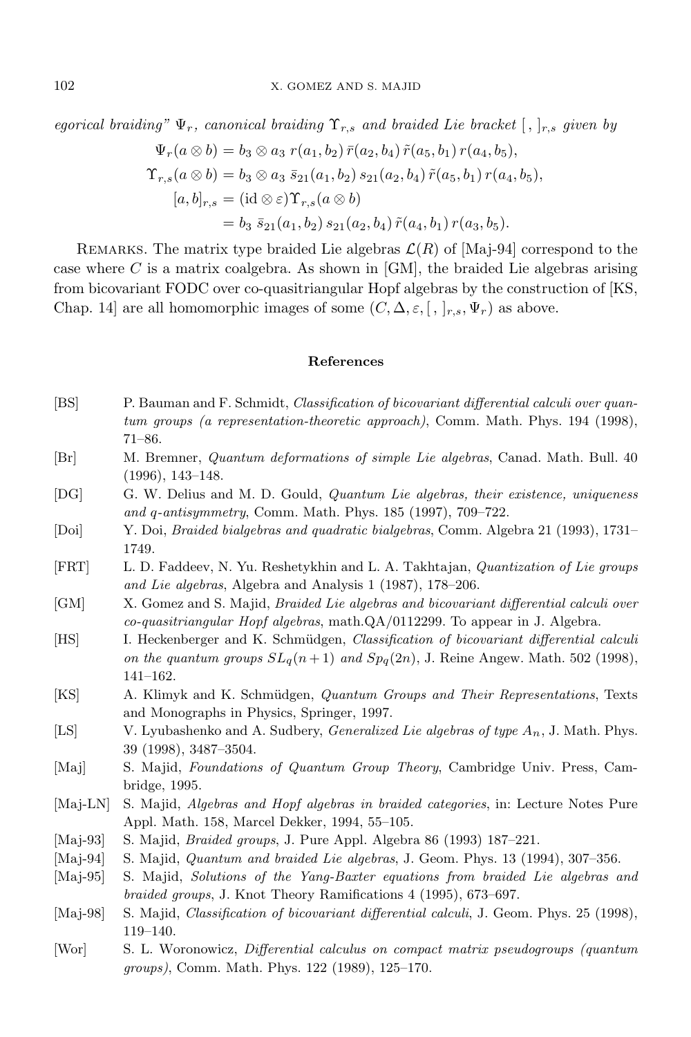*egorical braiding" $\Psi_r$, canonical braiding $\Upsilon_{r,s}$ and braided Lie bracket $[\,,\,]_{r,s}$ given by*

$$
\begin{aligned}
\Psi_r(a\otimes b) &= b_3\otimes a_3\; r(a_1,b_2)\,\bar r(a_2,b_4)\,\tilde r(a_5,b_1)\,r(a_4,b_5),\\
\Upsilon_{r,s}(a\otimes b) &= b_3\otimes a_3\; \bar s_{21}(a_1,b_2)\,s_{21}(a_2,b_4)\,\tilde r(a_5,b_1)\,r(a_4,b_5),\\
[a,b]_{r,s} &= (\mathrm{id}\otimes\varepsilon)\Upsilon_{r,s}(a\otimes b)\\
&= b_3\;\bar s_{21}(a_1,b_2)\,s_{21}(a_2,b_4)\,\tilde r(a_4,b_1)\,r(a_3,b_5).
\end{aligned}
$$

Remarks. The matrix type braided Lie algebras $\mathcal{L}(R)$ of [Maj-94] correspond to the case where $C$ is a matrix coalgebra. As shown in [GM], the braided Lie algebras arising from bicovariant FODC over co-quasitriangular Hopf algebras by the construction of [KS, Chap. 14] are all homomorphic images of some $(C,\Delta,\varepsilon,[\,,\,]_{r,s},\Psi_r)$ as above.

## References

[BS] P. Bauman and F. Schmidt, *Classification of bicovariant differential calculi over quantum groups (a representation-theoretic approach)*, Comm. Math. Phys. 194 (1998), 71–86.

[Br] M. Bremner, *Quantum deformations of simple Lie algebras*, Canad. Math. Bull. 40 (1996), 143–148.

[DG] G. W. Delius and M. D. Gould, *Quantum Lie algebras, their existence, uniqueness and q-antisymmetry*, Comm. Math. Phys. 185 (1997), 709–722.

[Doi] Y. Doi, *Braided bialgebras and quadratic bialgebras*, Comm. Algebra 21 (1993), 1731–1749.

[FRT] L. D. Faddeev, N. Yu. Reshetykhin and L. A. Takhtajan, *Quantization of Lie groups and Lie algebras*, Algebra and Analysis 1 (1987), 178–206.

[GM] X. Gomez and S. Majid, *Braided Lie algebras and bicovariant differential calculi over co-quasitriangular Hopf algebras*, math.QA/0112299. To appear in J. Algebra.

[HS] I. Heckenberger and K. Schmüdgen, *Classification of bicovariant differential calculi on the quantum groups $SL_q(n+1)$ and $Sp_q(2n)$*, J. Reine Angew. Math. 502 (1998), 141–162.

[KS] A. Klimyk and K. Schmüdgen, *Quantum Groups and Their Representations*, Texts and Monographs in Physics, Springer, 1997.

[LS] V. Lyubashenko and A. Sudbery, *Generalized Lie algebras of type $A_n$*, J. Math. Phys. 39 (1998), 3487–3504.

[Maj] S. Majid, *Foundations of Quantum Group Theory*, Cambridge Univ. Press, Cambridge, 1995.

[Maj-LN] S. Majid, *Algebras and Hopf algebras in braided categories*, in: Lecture Notes Pure Appl. Math. 158, Marcel Dekker, 1994, 55–105.

[Maj-93] S. Majid, *Braided groups*, J. Pure Appl. Algebra 86 (1993) 187–221.

[Maj-94] S. Majid, *Quantum and braided Lie algebras*, J. Geom. Phys. 13 (1994), 307–356.

[Maj-95] S. Majid, *Solutions of the Yang-Baxter equations from braided Lie algebras and braided groups*, J. Knot Theory Ramifications 4 (1995), 673–697.

[Maj-98] S. Majid, *Classification of bicovariant differential calculi*, J. Geom. Phys. 25 (1998), 119–140.

[Wor] S. L. Woronowicz, *Differential calculus on compact matrix pseudogroups (quantum groups)*, Comm. Math. Phys. 122 (1989), 125–170.